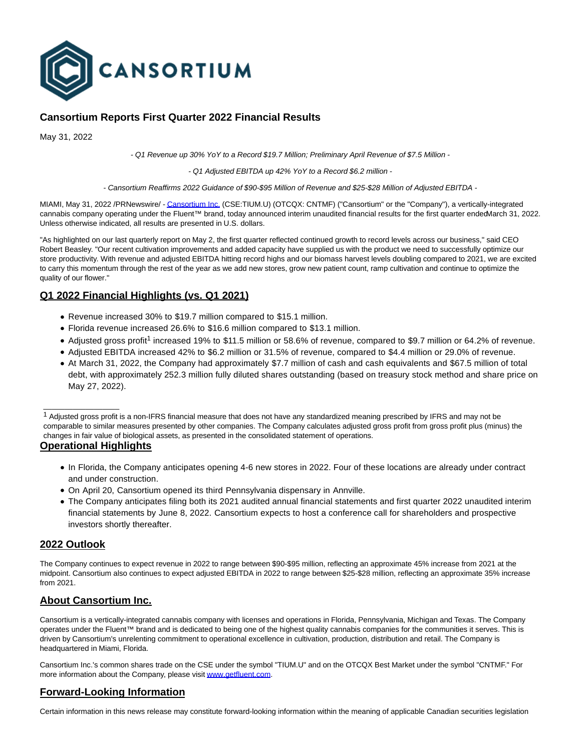CANSORTIUM

# Cansortium Reports First Quarter 2022 Financial Results

May 31, 2022

*- Q1 Revenue up 30% YoY to a Record $19.7 Million; Preliminary April Revenue of $7.5 Million -*

*- Q1 Adjusted EBITDA up 42% YoY to a Record $6.2 million -*

*- Cansortium Reaffirms 2022 Guidance of $90-$95 Million of Revenue and $25-$28 Million of Adjusted EBITDA -*

MIAMI, May 31, 2022 /PRNewswire/ - Cansortium Inc. (CSE:TIUM.U) (OTCQX: CNTMF) ("Cansortium" or the "Company"), a vertically-integrated cannabis company operating under the Fluent™ brand, today announced interim unaudited financial results for the first quarter ended March 31, 2022. Unless otherwise indicated, all results are presented in U.S. dollars.

"As highlighted on our last quarterly report on May 2, the first quarter reflected continued growth to record levels across our business," said CEO Robert Beasley. "Our recent cultivation improvements and added capacity have supplied us with the product we need to successfully optimize our store productivity. With revenue and adjusted EBITDA hitting record highs and our biomass harvest levels doubling compared to 2021, we are excited to carry this momentum through the rest of the year as we add new stores, grow new patient count, ramp cultivation and continue to optimize the quality of our flower."

## Q1 2022 Financial Highlights (vs. Q1 2021)

- Revenue increased 30% to $19.7 million compared to $15.1 million.
- Florida revenue increased 26.6% to $16.6 million compared to $13.1 million.
- Adjusted gross profit[1] increased 19% to $11.5 million or 58.6% of revenue, compared to $9.7 million or 64.2% of revenue.
- Adjusted EBITDA increased 42% to $6.2 million or 31.5% of revenue, compared to $4.4 million or 29.0% of revenue.
- At March 31, 2022, the Company had approximately $7.7 million of cash and cash equivalents and $67.5 million of total debt, with approximately 252.3 million fully diluted shares outstanding (based on treasury stock method and share price on May 27, 2022).

[1] Adjusted gross profit is a non-IFRS financial measure that does not have any standardized meaning prescribed by IFRS and may not be comparable to similar measures presented by other companies. The Company calculates adjusted gross profit from gross profit plus (minus) the changes in fair value of biological assets, as presented in the consolidated statement of operations.

## Operational Highlights

- In Florida, the Company anticipates opening 4-6 new stores in 2022. Four of these locations are already under contract and under construction.
- On April 20, Cansortium opened its third Pennsylvania dispensary in Annville.
- The Company anticipates filing both its 2021 audited annual financial statements and first quarter 2022 unaudited interim financial statements by June 8, 2022. Cansortium expects to host a conference call for shareholders and prospective investors shortly thereafter.

## 2022 Outlook

The Company continues to expect revenue in 2022 to range between $90-$95 million, reflecting an approximate 45% increase from 2021 at the midpoint. Cansortium also continues to expect adjusted EBITDA in 2022 to range between $25-$28 million, reflecting an approximate 35% increase from 2021.

## About Cansortium Inc.

Cansortium is a vertically-integrated cannabis company with licenses and operations in Florida, Pennsylvania, Michigan and Texas. The Company operates under the Fluent™ brand and is dedicated to being one of the highest quality cannabis companies for the communities it serves. This is driven by Cansortium's unrelenting commitment to operational excellence in cultivation, production, distribution and retail. The Company is headquartered in Miami, Florida.

Cansortium Inc.'s common shares trade on the CSE under the symbol "TIUM.U" and on the OTCQX Best Market under the symbol "CNTMF." For more information about the Company, please visit www.getfluent.com.

## Forward-Looking Information

Certain information in this news release may constitute forward-looking information within the meaning of applicable Canadian securities legislation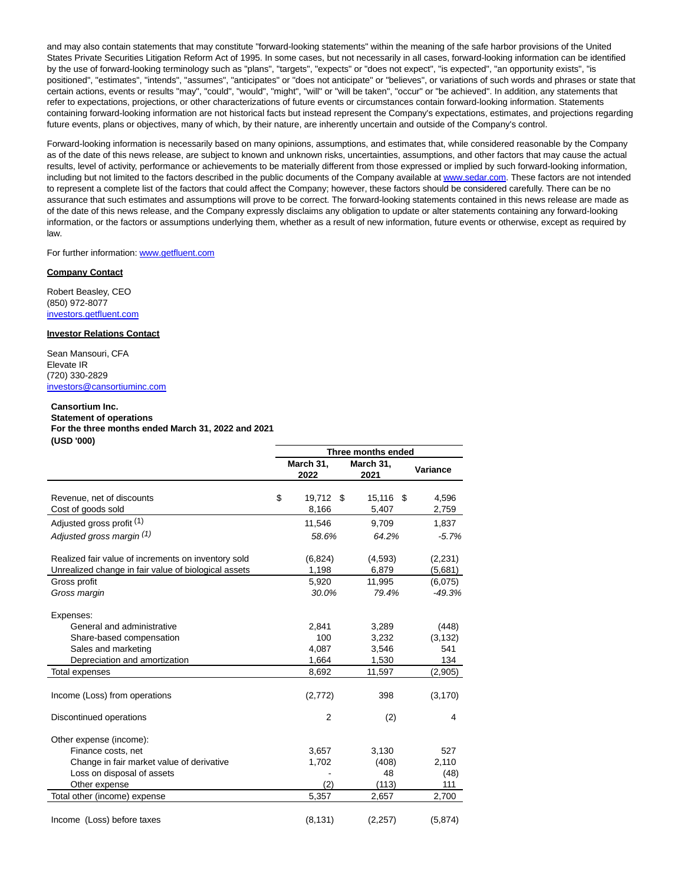and may also contain statements that may constitute "forward-looking statements" within the meaning of the safe harbor provisions of the United States Private Securities Litigation Reform Act of 1995. In some cases, but not necessarily in all cases, forward-looking information can be identified by the use of forward-looking terminology such as "plans", "targets", "expects" or "does not expect", "is expected", "an opportunity exists", "is positioned", "estimates", "intends", "assumes", "anticipates" or "does not anticipate" or "believes", or variations of such words and phrases or state that certain actions, events or results "may", "could", "would", "might", "will" or "will be taken", "occur" or "be achieved". In addition, any statements that refer to expectations, projections, or other characterizations of future events or circumstances contain forward-looking information. Statements containing forward-looking information are not historical facts but instead represent the Company's expectations, estimates, and projections regarding future events, plans or objectives, many of which, by their nature, are inherently uncertain and outside of the Company's control.

Forward-looking information is necessarily based on many opinions, assumptions, and estimates that, while considered reasonable by the Company as of the date of this news release, are subject to known and unknown risks, uncertainties, assumptions, and other factors that may cause the actual results, level of activity, performance or achievements to be materially different from those expressed or implied by such forward-looking information, including but not limited to the factors described in the public documents of the Company available at www.sedar.com. These factors are not intended to represent a complete list of the factors that could affect the Company; however, these factors should be considered carefully. There can be no assurance that such estimates and assumptions will prove to be correct. The forward-looking statements contained in this news release are made as of the date of this news release, and the Company expressly disclaims any obligation to update or alter statements containing any forward-looking information, or the factors or assumptions underlying them, whether as a result of new information, future events or otherwise, except as required by law.

For further information: www.getfluent.com

**Company Contact**

Robert Beasley, CEO
(850) 972-8077
investors.getfluent.com

**Investor Relations Contact**

Sean Mansouri, CFA
Elevate IR
(720) 330-2829
investors@cansortiuminc.com

**Cansortium Inc.**
**Statement of operations**
**For the three months ended March 31, 2022 and 2021**
**(USD '000)**

| | Three months ended | | |
|---|---|---|---|
| | March 31, 2022 | March 31, 2021 | Variance |
| Revenue, net of discounts | $ 19,712 | $ 15,116 | $ 4,596 |
| Cost of goods sold | 8,166 | 5,407 | 2,759 |
| Adjusted gross profit (1) | 11,546 | 9,709 | 1,837 |
| *Adjusted gross margin (1)* | *58.6%* | *64.2%* | *-5.7%* |
| Realized fair value of increments on inventory sold | (6,824) | (4,593) | (2,231) |
| Unrealized change in fair value of biological assets | 1,198 | 6,879 | (5,681) |
| Gross profit | 5,920 | 11,995 | (6,075) |
| *Gross margin* | *30.0%* | *79.4%* | *-49.3%* |
| Expenses: | | | |
| General and administrative | 2,841 | 3,289 | (448) |
| Share-based compensation | 100 | 3,232 | (3,132) |
| Sales and marketing | 4,087 | 3,546 | 541 |
| Depreciation and amortization | 1,664 | 1,530 | 134 |
| Total expenses | 8,692 | 11,597 | (2,905) |
| Income (Loss) from operations | (2,772) | 398 | (3,170) |
| Discontinued operations | 2 | (2) | 4 |
| Other expense (income): | | | |
| Finance costs, net | 3,657 | 3,130 | 527 |
| Change in fair market value of derivative | 1,702 | (408) | 2,110 |
| Loss on disposal of assets | - | 48 | (48) |
| Other expense | (2) | (113) | 111 |
| Total other (income) expense | 5,357 | 2,657 | 2,700 |
| Income (Loss) before taxes | (8,131) | (2,257) | (5,874) |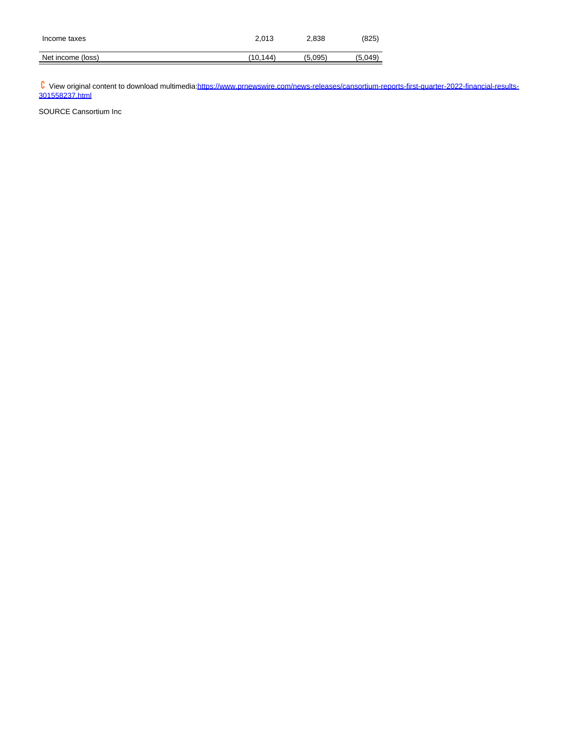| | | | |
|---|---|---|---|
| Income taxes | 2,013 | 2,838 | (825) |
| Net income (loss) | (10,144) | (5,095) | (5,049) |

View original content to download multimedia:https://www.prnewswire.com/news-releases/cansortium-reports-first-quarter-2022-financial-results-301558237.html

SOURCE Cansortium Inc